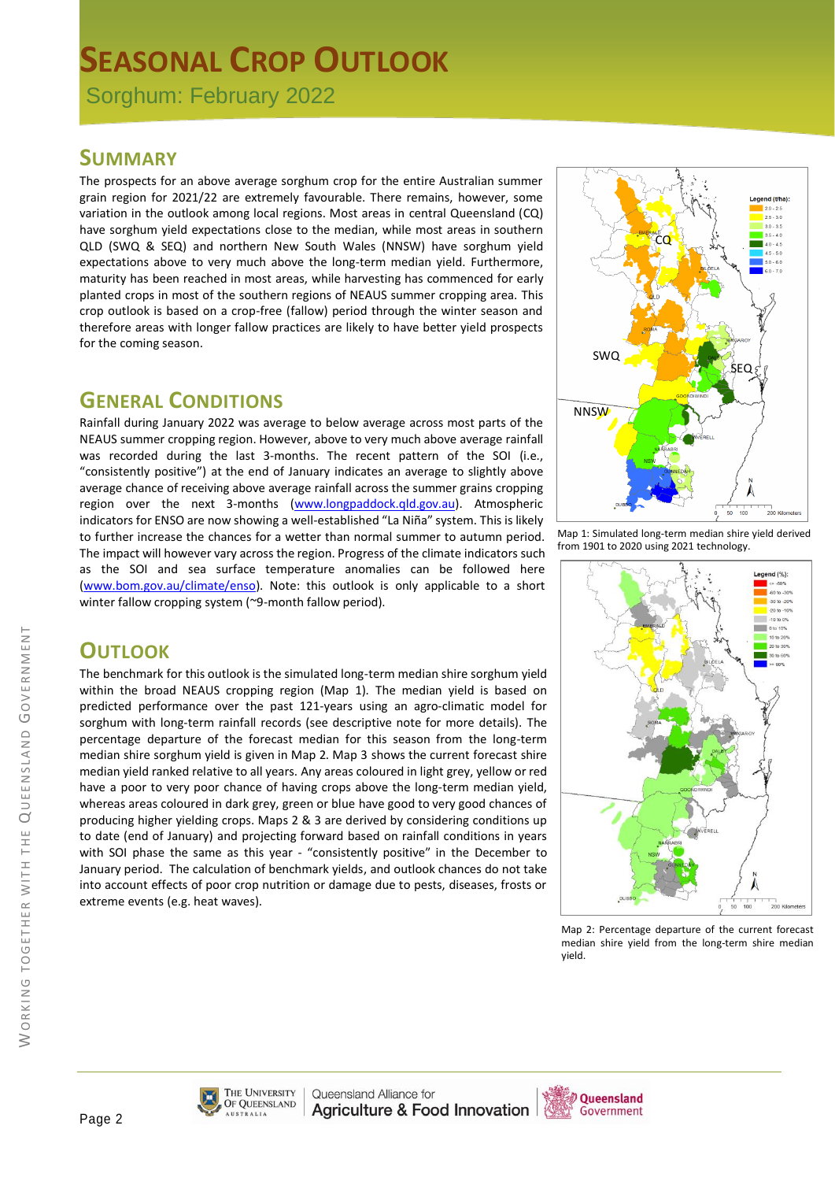# SEASONAL CROP OUTLOOK

Sorghum: February 2022

## SUMMARY

The prospects for an above average sorghum crop for the entire Australian summer grain region for 2021/22 are extremely favourable. There remains, however, some variation in the outlook among local regions. Most areas in central Queensland (CQ) have sorghum yield expectations close to the median, while most areas in southern QLD (SWQ & SEQ) and northern New South Wales (NNSW) have sorghum yield expectations above to very much above the long-term median yield. Furthermore, maturity has been reached in most areas, while harvesting has commenced for early planted crops in most of the southern regions of NEAUS summer cropping area. This crop outlook is based on a crop-free (fallow) period through the winter season and therefore areas with longer fallow practices are likely to have better yield prospects for the coming season.

## GENERAL CONDITIONS

Rainfall during January 2022 was average to below average across most parts of the NEAUS summer cropping region. However, above to very much above average rainfall was recorded during the last 3-months. The recent pattern of the SOI (i.e., "consistently positive") at the end of January indicates an average to slightly above average chance of receiving above average rainfall across the summer grains cropping region over the next 3-months (www.longpaddock.qld.gov.au). Atmospheric indicators for ENSO are now showing a well-established "La Niña" system. This is likely to further increase the chances for a wetter than normal summer to autumn period. The impact will however vary across the region. Progress of the climate indicators such as the SOI and sea surface temperature anomalies can be followed here (www.bom.gov.au/climate/enso). Note: this outlook is only applicable to a short winter fallow cropping system (~9-month fallow period).

## OUTLOOK

The benchmark for this outlook is the simulated long-term median shire sorghum yield within the broad NEAUS cropping region (Map 1). The median yield is based on predicted performance over the past 121-years using an agro-climatic model for sorghum with long-term rainfall records (see descriptive note for more details). The percentage departure of the forecast median for this season from the long-term median shire sorghum yield is given in Map 2. Map 3 shows the current forecast shire median yield ranked relative to all years. Any areas coloured in light grey, yellow or red have a poor to very poor chance of having crops above the long-term median yield, whereas areas coloured in dark grey, green or blue have good to very good chances of producing higher yielding crops. Maps 2 & 3 are derived by considering conditions up to date (end of January) and projecting forward based on rainfall conditions in years with SOI phase the same as this year - "consistently positive" in the December to January period. The calculation of benchmark yields, and outlook chances do not take into account effects of poor crop nutrition or damage due to pests, diseases, frosts or extreme events (e.g. heat waves).

Map 1: Simulated long-term median shire yield derived from 1901 to 2020 using 2021 technology.

Map 2: Percentage departure of the current forecast median shire yield from the long-term shire median yield.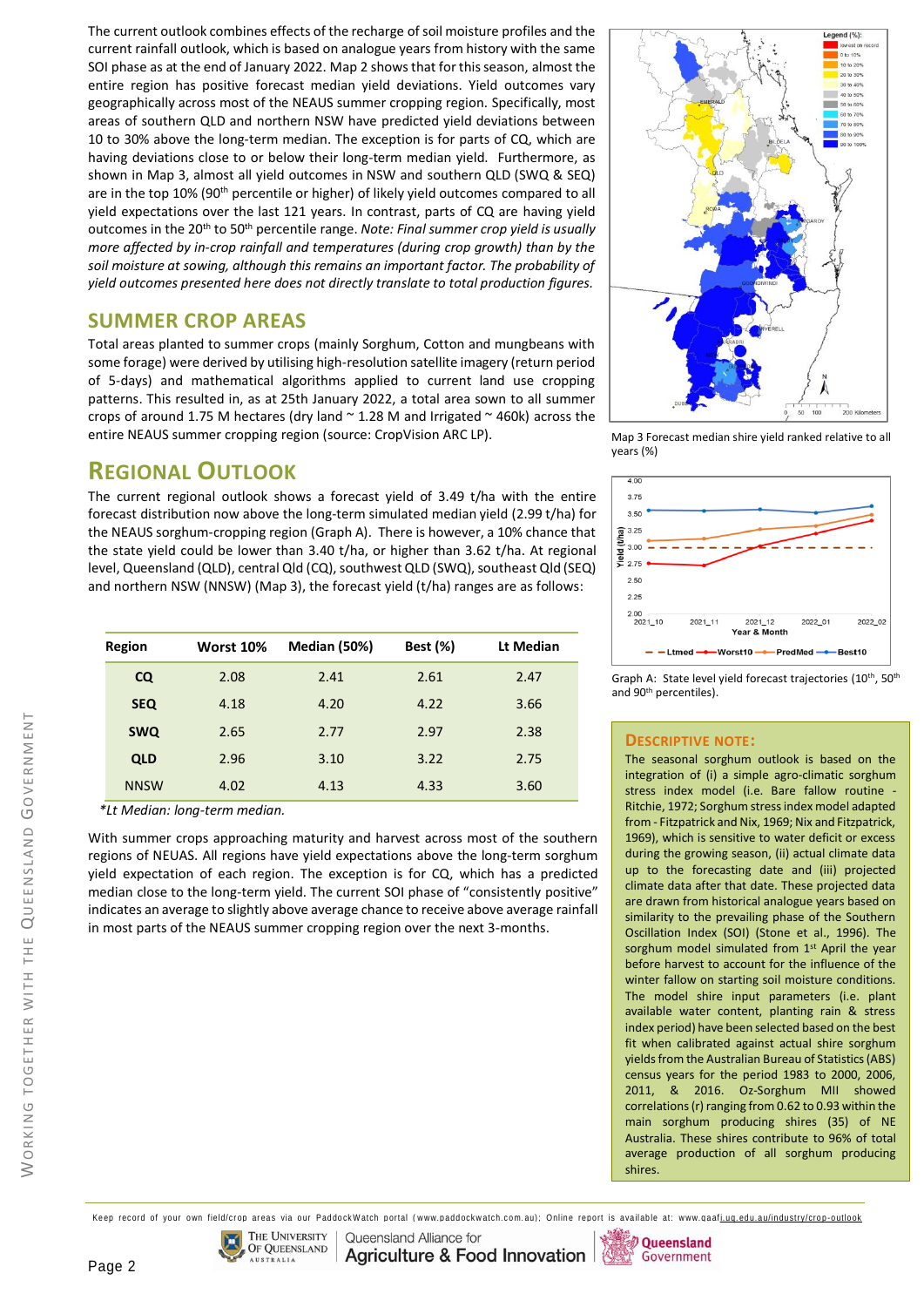The current outlook combines effects of the recharge of soil moisture profiles and the current rainfall outlook, which is based on analogue years from history with the same SOI phase as at the end of January 2022. Map 2 shows that for this season, almost the entire region has positive forecast median yield deviations. Yield outcomes vary geographically across most of the NEAUS summer cropping region. Specifically, most areas of southern QLD and northern NSW have predicted yield deviations between 10 to 30% above the long-term median. The exception is for parts of CQ, which are having deviations close to or below their long-term median yield. Furthermore, as shown in Map 3, almost all yield outcomes in NSW and southern QLD (SWQ & SEQ) are in the top 10% (90th percentile or higher) of likely yield outcomes compared to all yield expectations over the last 121 years. In contrast, parts of CQ are having yield outcomes in the 20th to 50th percentile range. *Note: Final summer crop yield is usually more affected by in-crop rainfall and temperatures (during crop growth) than by the soil moisture at sowing, although this remains an important factor. The probability of yield outcomes presented here does not directly translate to total production figures.*

Legend (%):
lowest on record
0 to 10%
10 to 20%
20 to 30%
30 to 40%
40 to 50%
50 to 60%
60 to 70%
70 to 80%
80 to 90%
90 to 100%

EMERALD
BILOELA
QLD
ROMA
KINGAROY
GOONDIWINDI
INVERELL
NARRABRI
DUBBO
N
0 50 100 200 Kilometers

Map 3 Forecast median shire yield ranked relative to all years (%)

## SUMMER CROP AREAS

Total areas planted to summer crops (mainly Sorghum, Cotton and mungbeans with some forage) were derived by utilising high-resolution satellite imagery (return period of 5-days) and mathematical algorithms applied to current land use cropping patterns. This resulted in, as at 25th January 2022, a total area sown to all summer crops of around 1.75 M hectares (dry land ~ 1.28 M and Irrigated ~ 460k) across the entire NEAUS summer cropping region (source: CropVision ARC LP).

## REGIONAL OUTLOOK

The current regional outlook shows a forecast yield of 3.49 t/ha with the entire forecast distribution now above the long-term simulated median yield (2.99 t/ha) for the NEAUS sorghum-cropping region (Graph A). There is however, a 10% chance that the state yield could be lower than 3.40 t/ha, or higher than 3.62 t/ha. At regional level, Queensland (QLD), central Qld (CQ), southwest QLD (SWQ), southeast Qld (SEQ) and northern NSW (NNSW) (Map 3), the forecast yield (t/ha) ranges are as follows:

| Region | Worst 10% | Median (50%) | Best (%) | Lt Median |
|---|---|---|---|---|
| CQ | 2.08 | 2.41 | 2.61 | 2.47 |
| SEQ | 4.18 | 4.20 | 4.22 | 3.66 |
| SWQ | 2.65 | 2.77 | 2.97 | 2.38 |
| QLD | 2.96 | 3.10 | 3.22 | 2.75 |
| NNSW | 4.02 | 4.13 | 4.33 | 3.60 |

*\*Lt Median: long-term median.*

Yield (t/ha)
4.00
3.75
3.50
3.25
3.00
2.75
2.50
2.25
2.00
2021_10 2021_11 2021_12 2022_01 2022_02
Year & Month
Ltmed Worst10 PredMed Best10

Graph A: State level yield forecast trajectories (10th, 50th and 90th percentiles).

With summer crops approaching maturity and harvest across most of the southern regions of NEUAS. All regions have yield expectations above the long-term sorghum yield expectation of each region. The exception is for CQ, which has a predicted median close to the long-term yield. The current SOI phase of "consistently positive" indicates an average to slightly above average chance to receive above average rainfall in most parts of the NEAUS summer cropping region over the next 3-months.

### DESCRIPTIVE NOTE:

The seasonal sorghum outlook is based on the integration of (i) a simple agro-climatic sorghum stress index model (i.e. Bare fallow routine - Ritchie, 1972; Sorghum stress index model adapted from - Fitzpatrick and Nix, 1969; Nix and Fitzpatrick, 1969), which is sensitive to water deficit or excess during the growing season, (ii) actual climate data up to the forecasting date and (iii) projected climate data after that date. These projected data are drawn from historical analogue years based on similarity to the prevailing phase of the Southern Oscillation Index (SOI) (Stone et al., 1996). The sorghum model simulated from 1st April the year before harvest to account for the influence of the winter fallow on starting soil moisture conditions. The model shire input parameters (i.e. plant available water content, planting rain & stress index period) have been selected based on the best fit when calibrated against actual shire sorghum yields from the Australian Bureau of Statistics (ABS) census years for the period 1983 to 2000, 2006, 2011, & 2016. Oz-Sorghum MII showed correlations (r) ranging from 0.62 to 0.93 within the main sorghum producing shires (35) of NE Australia. These shires contribute to 96% of total average production of all sorghum producing shires.

Keep record of your own field/crop areas via our PaddockWatch portal (www.paddockwatch.com.au); Online report is available at: www.qaafi.uq.edu.au/industry/crop-outlook